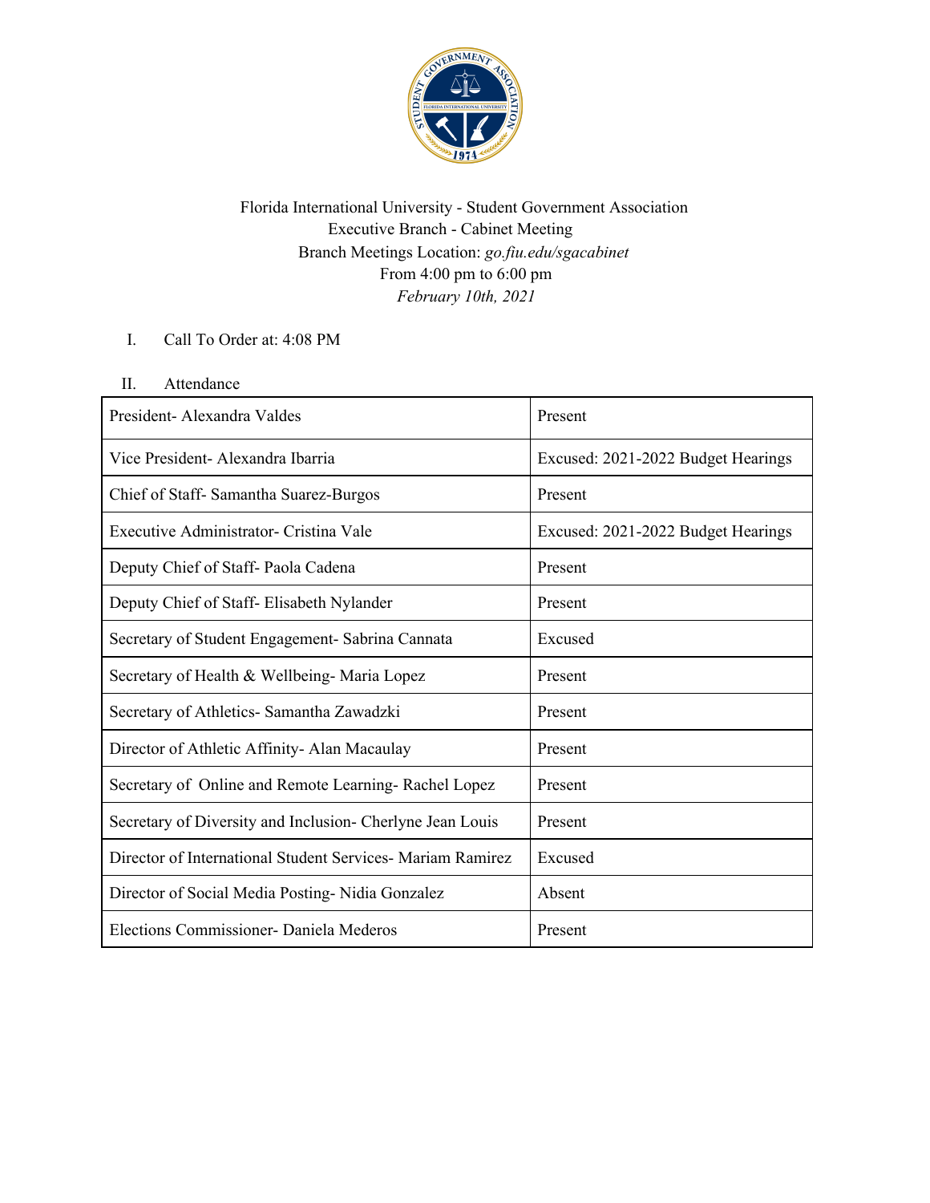Florida International University - Student Government Association
Executive Branch - Cabinet Meeting
Branch Meetings Location: *go.fiu.edu/sgacabinet*
From 4:00 pm to 6:00 pm
*February 10th, 2021*

I. Call To Order at: 4:08 PM

II. Attendance

| | |
|---|---|
| President- Alexandra Valdes | Present |
| Vice President- Alexandra Ibarria | Excused: 2021-2022 Budget Hearings |
| Chief of Staff- Samantha Suarez-Burgos | Present |
| Executive Administrator- Cristina Vale | Excused: 2021-2022 Budget Hearings |
| Deputy Chief of Staff- Paola Cadena | Present |
| Deputy Chief of Staff- Elisabeth Nylander | Present |
| Secretary of Student Engagement- Sabrina Cannata | Excused |
| Secretary of Health & Wellbeing- Maria Lopez | Present |
| Secretary of Athletics- Samantha Zawadzki | Present |
| Director of Athletic Affinity- Alan Macaulay | Present |
| Secretary of Online and Remote Learning- Rachel Lopez | Present |
| Secretary of Diversity and Inclusion- Cherlyne Jean Louis | Present |
| Director of International Student Services- Mariam Ramirez | Excused |
| Director of Social Media Posting- Nidia Gonzalez | Absent |
| Elections Commissioner- Daniela Mederos | Present |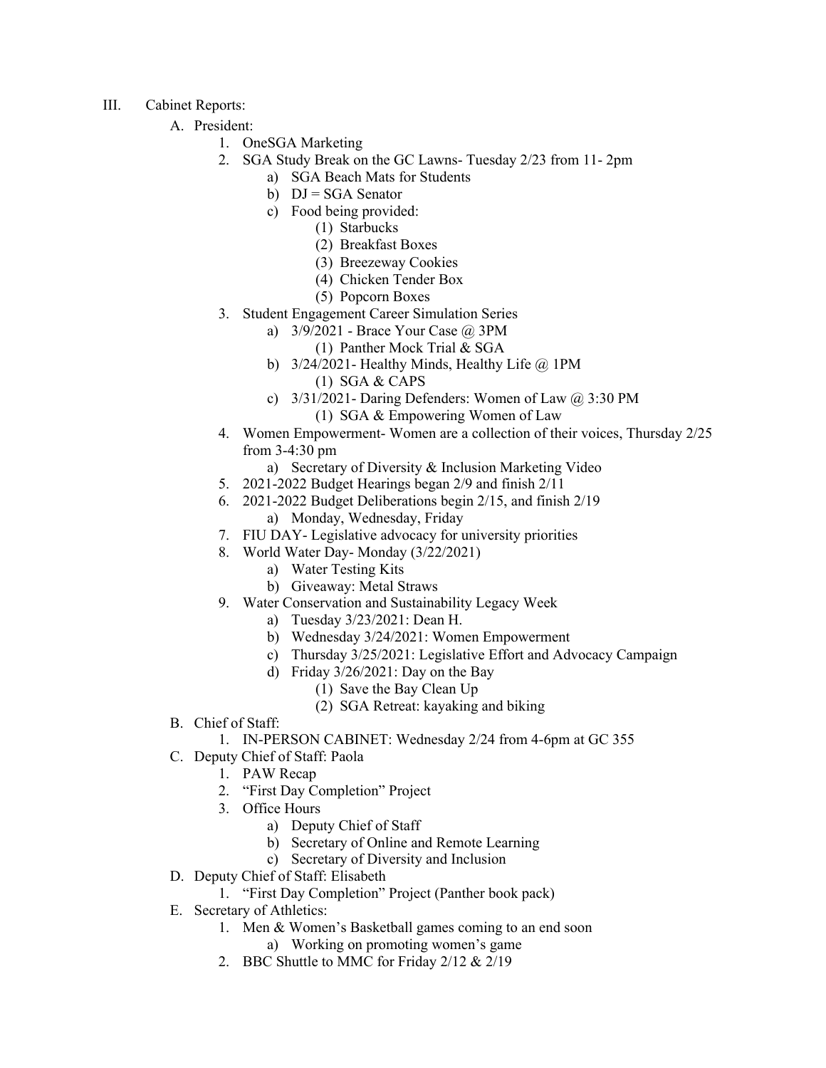III. Cabinet Reports:

A. President:
   1. OneSGA Marketing
   2. SGA Study Break on the GC Lawns- Tuesday 2/23 from 11- 2pm
      a) SGA Beach Mats for Students
      b) DJ = SGA Senator
      c) Food being provided:
         (1) Starbucks
         (2) Breakfast Boxes
         (3) Breezeway Cookies
         (4) Chicken Tender Box
         (5) Popcorn Boxes
   3. Student Engagement Career Simulation Series
      a) 3/9/2021 - Brace Your Case @ 3PM
         (1) Panther Mock Trial & SGA
      b) 3/24/2021- Healthy Minds, Healthy Life @ 1PM
         (1) SGA & CAPS
      c) 3/31/2021- Daring Defenders: Women of Law @ 3:30 PM
         (1) SGA & Empowering Women of Law
   4. Women Empowerment- Women are a collection of their voices, Thursday 2/25 from 3-4:30 pm
      a) Secretary of Diversity & Inclusion Marketing Video
   5. 2021-2022 Budget Hearings began 2/9 and finish 2/11
   6. 2021-2022 Budget Deliberations begin 2/15, and finish 2/19
      a) Monday, Wednesday, Friday
   7. FIU DAY- Legislative advocacy for university priorities
   8. World Water Day- Monday (3/22/2021)
      a) Water Testing Kits
      b) Giveaway: Metal Straws
   9. Water Conservation and Sustainability Legacy Week
      a) Tuesday 3/23/2021: Dean H.
      b) Wednesday 3/24/2021: Women Empowerment
      c) Thursday 3/25/2021: Legislative Effort and Advocacy Campaign
      d) Friday 3/26/2021: Day on the Bay
         (1) Save the Bay Clean Up
         (2) SGA Retreat: kayaking and biking

B. Chief of Staff:
   1. IN-PERSON CABINET: Wednesday 2/24 from 4-6pm at GC 355

C. Deputy Chief of Staff: Paola
   1. PAW Recap
   2. "First Day Completion" Project
   3. Office Hours
      a) Deputy Chief of Staff
      b) Secretary of Online and Remote Learning
      c) Secretary of Diversity and Inclusion

D. Deputy Chief of Staff: Elisabeth
   1. "First Day Completion" Project (Panther book pack)

E. Secretary of Athletics:
   1. Men & Women's Basketball games coming to an end soon
      a) Working on promoting women's game
   2. BBC Shuttle to MMC for Friday 2/12 & 2/19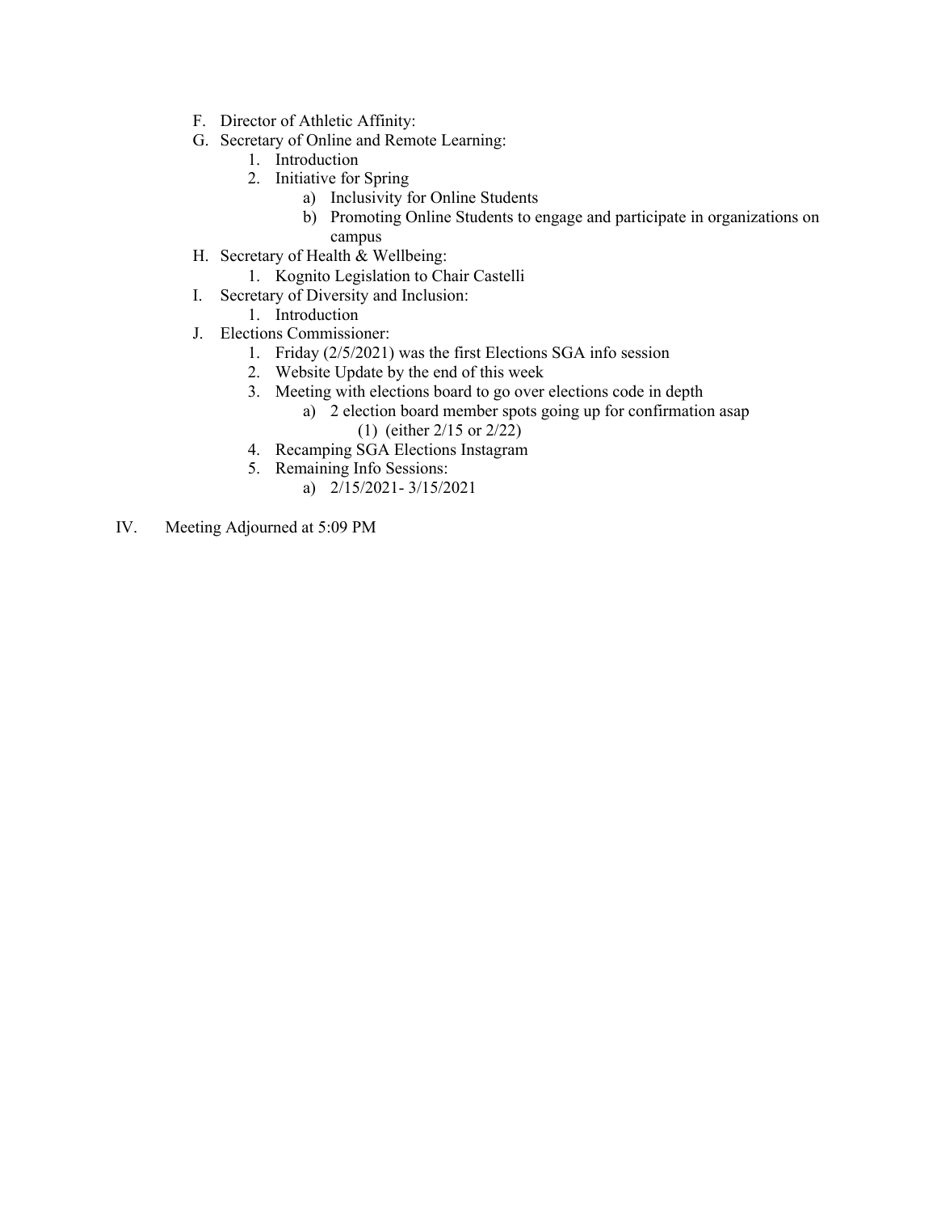F. Director of Athletic Affinity:

G. Secretary of Online and Remote Learning:
   1. Introduction
   2. Initiative for Spring
      a) Inclusivity for Online Students
      b) Promoting Online Students to engage and participate in organizations on campus

H. Secretary of Health & Wellbeing:
   1. Kognito Legislation to Chair Castelli

I. Secretary of Diversity and Inclusion:
   1. Introduction

J. Elections Commissioner:
   1. Friday (2/5/2021) was the first Elections SGA info session
   2. Website Update by the end of this week
   3. Meeting with elections board to go over elections code in depth
      a) 2 election board member spots going up for confirmation asap
         (1) (either 2/15 or 2/22)
   4. Recamping SGA Elections Instagram
   5. Remaining Info Sessions:
      a) 2/15/2021- 3/15/2021

IV. Meeting Adjourned at 5:09 PM